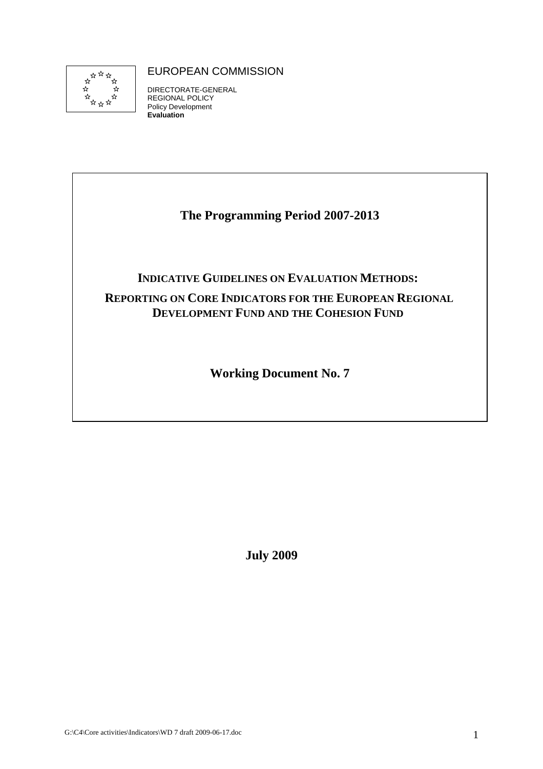EUROPEAN COMMISSION

DIRECTORATE-GENERAL
REGIONAL POLICY
Policy Development
**Evaluation**

# The Programming Period 2007-2013

## INDICATIVE GUIDELINES ON EVALUATION METHODS:

## REPORTING ON CORE INDICATORS FOR THE EUROPEAN REGIONAL DEVELOPMENT FUND AND THE COHESION FUND

**Working Document No. 7**

**July 2009**

G:\C4\Core activities\Indicators\WD 7 draft 2009-06-17.doc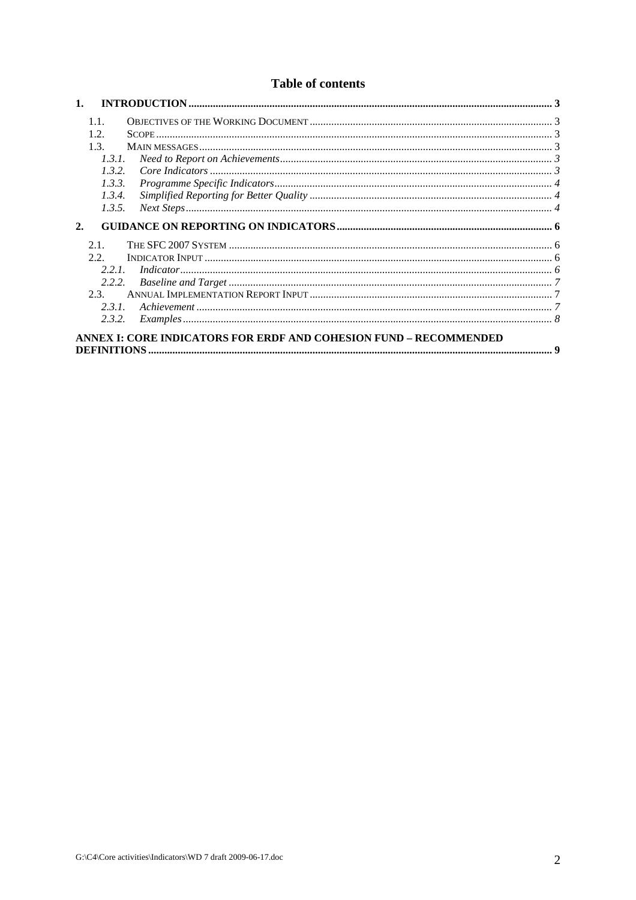## Table of contents

1. **INTRODUCTION** ..... 3
   - 1.1. Objectives of the Working Document ..... 3
   - 1.2. Scope ..... 3
   - 1.3. Main messages ..... 3
     - 1.3.1. *Need to Report on Achievements* ..... 3
     - 1.3.2. *Core Indicators* ..... 3
     - 1.3.3. *Programme Specific Indicators* ..... 4
     - 1.3.4. *Simplified Reporting for Better Quality* ..... 4
     - 1.3.5. *Next Steps* ..... 4
2. **GUIDANCE ON REPORTING ON INDICATORS** ..... 6
   - 2.1. The SFC 2007 System ..... 6
   - 2.2. Indicator Input ..... 6
     - 2.2.1. *Indicator* ..... 6
     - 2.2.2. *Baseline and Target* ..... 7
   - 2.3. Annual Implementation Report Input ..... 7
     - 2.3.1. *Achievement* ..... 7
     - 2.3.2. *Examples* ..... 8

**ANNEX I: CORE INDICATORS FOR ERDF AND COHESION FUND – RECOMMENDED DEFINITIONS** ..... 9

G:\C4\Core activities\Indicators\WD 7 draft 2009-06-17.doc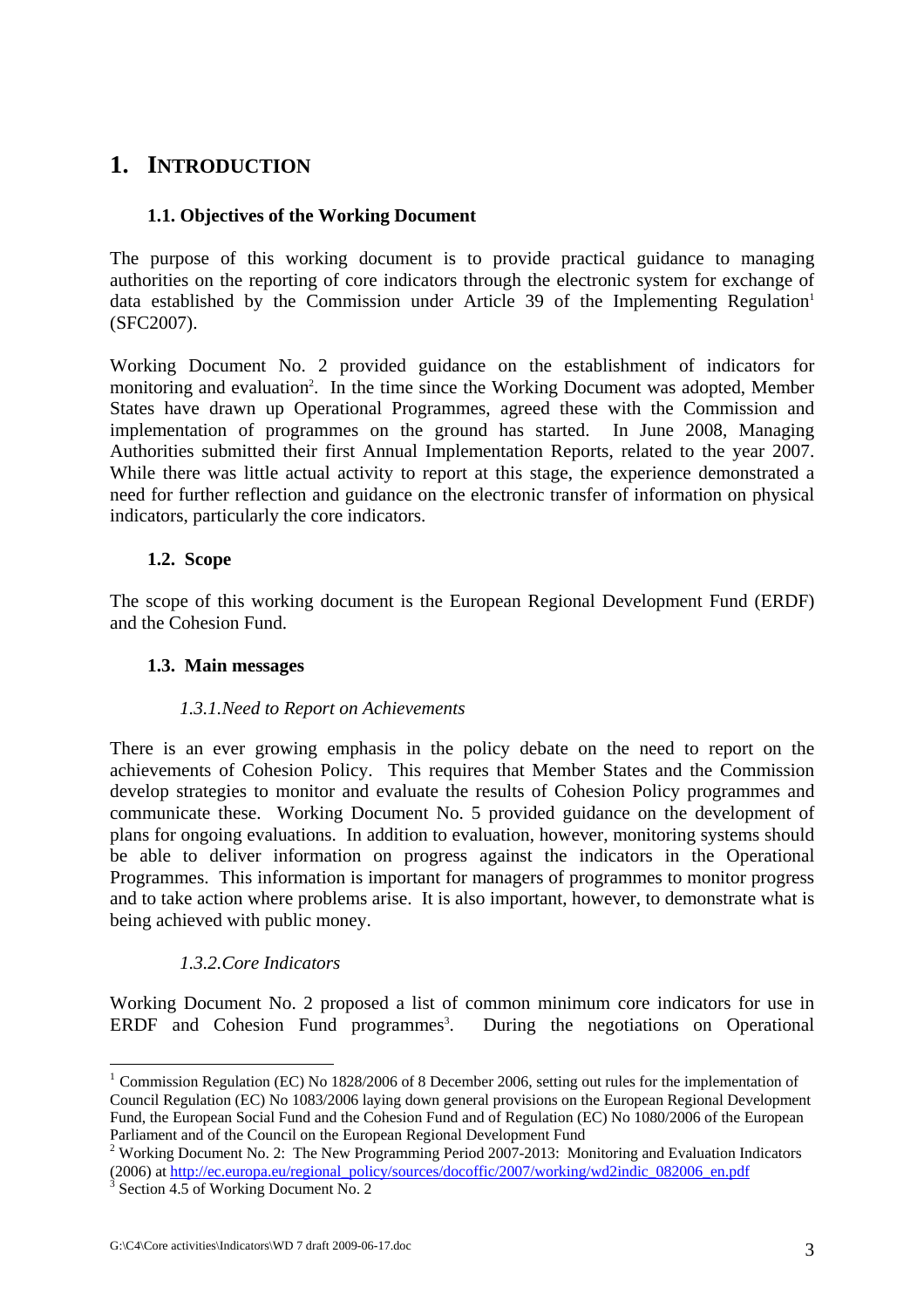# 1. INTRODUCTION

## 1.1. Objectives of the Working Document

The purpose of this working document is to provide practical guidance to managing authorities on the reporting of core indicators through the electronic system for exchange of data established by the Commission under Article 39 of the Implementing Regulation[1] (SFC2007).

Working Document No. 2 provided guidance on the establishment of indicators for monitoring and evaluation[2]. In the time since the Working Document was adopted, Member States have drawn up Operational Programmes, agreed these with the Commission and implementation of programmes on the ground has started. In June 2008, Managing Authorities submitted their first Annual Implementation Reports, related to the year 2007. While there was little actual activity to report at this stage, the experience demonstrated a need for further reflection and guidance on the electronic transfer of information on physical indicators, particularly the core indicators.

## 1.2. Scope

The scope of this working document is the European Regional Development Fund (ERDF) and the Cohesion Fund.

## 1.3. Main messages

### *1.3.1. Need to Report on Achievements*

There is an ever growing emphasis in the policy debate on the need to report on the achievements of Cohesion Policy. This requires that Member States and the Commission develop strategies to monitor and evaluate the results of Cohesion Policy programmes and communicate these. Working Document No. 5 provided guidance on the development of plans for ongoing evaluations. In addition to evaluation, however, monitoring systems should be able to deliver information on progress against the indicators in the Operational Programmes. This information is important for managers of programmes to monitor progress and to take action where problems arise. It is also important, however, to demonstrate what is being achieved with public money.

### *1.3.2. Core Indicators*

Working Document No. 2 proposed a list of common minimum core indicators for use in ERDF and Cohesion Fund programmes[3]. During the negotiations on Operational

---

[1] Commission Regulation (EC) No 1828/2006 of 8 December 2006, setting out rules for the implementation of Council Regulation (EC) No 1083/2006 laying down general provisions on the European Regional Development Fund, the European Social Fund and the Cohesion Fund and of Regulation (EC) No 1080/2006 of the European Parliament and of the Council on the European Regional Development Fund

[2] Working Document No. 2: The New Programming Period 2007-2013: Monitoring and Evaluation Indicators (2006) at http://ec.europa.eu/regional_policy/sources/docoffic/2007/working/wd2indic_082006_en.pdf

[3] Section 4.5 of Working Document No. 2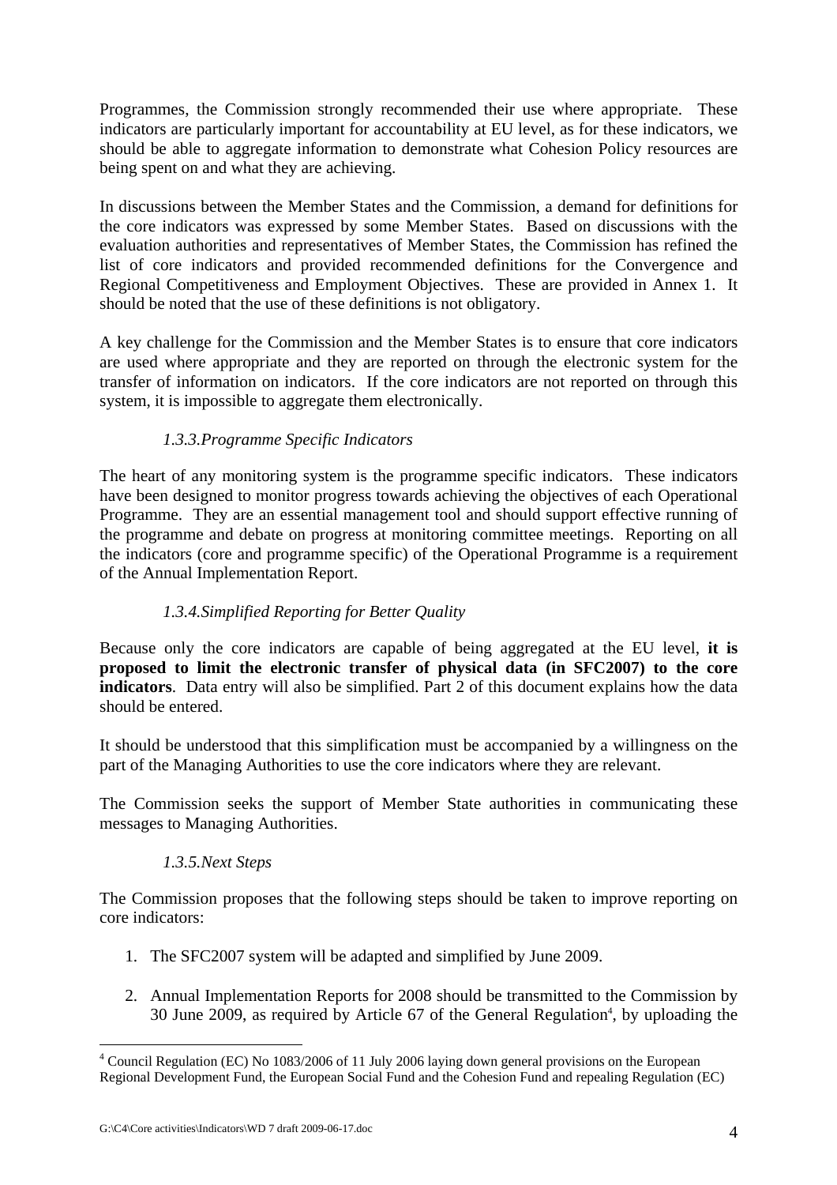Programmes, the Commission strongly recommended their use where appropriate. These indicators are particularly important for accountability at EU level, as for these indicators, we should be able to aggregate information to demonstrate what Cohesion Policy resources are being spent on and what they are achieving.

In discussions between the Member States and the Commission, a demand for definitions for the core indicators was expressed by some Member States. Based on discussions with the evaluation authorities and representatives of Member States, the Commission has refined the list of core indicators and provided recommended definitions for the Convergence and Regional Competitiveness and Employment Objectives. These are provided in Annex 1. It should be noted that the use of these definitions is not obligatory.

A key challenge for the Commission and the Member States is to ensure that core indicators are used where appropriate and they are reported on through the electronic system for the transfer of information on indicators. If the core indicators are not reported on through this system, it is impossible to aggregate them electronically.

### *1.3.3. Programme Specific Indicators*

The heart of any monitoring system is the programme specific indicators. These indicators have been designed to monitor progress towards achieving the objectives of each Operational Programme. They are an essential management tool and should support effective running of the programme and debate on progress at monitoring committee meetings. Reporting on all the indicators (core and programme specific) of the Operational Programme is a requirement of the Annual Implementation Report.

### *1.3.4. Simplified Reporting for Better Quality*

Because only the core indicators are capable of being aggregated at the EU level, **it is proposed to limit the electronic transfer of physical data (in SFC2007) to the core indicators**. Data entry will also be simplified. Part 2 of this document explains how the data should be entered.

It should be understood that this simplification must be accompanied by a willingness on the part of the Managing Authorities to use the core indicators where they are relevant.

The Commission seeks the support of Member State authorities in communicating these messages to Managing Authorities.

### *1.3.5. Next Steps*

The Commission proposes that the following steps should be taken to improve reporting on core indicators:

1. The SFC2007 system will be adapted and simplified by June 2009.

2. Annual Implementation Reports for 2008 should be transmitted to the Commission by 30 June 2009, as required by Article 67 of the General Regulation[4], by uploading the

[4] Council Regulation (EC) No 1083/2006 of 11 July 2006 laying down general provisions on the European Regional Development Fund, the European Social Fund and the Cohesion Fund and repealing Regulation (EC)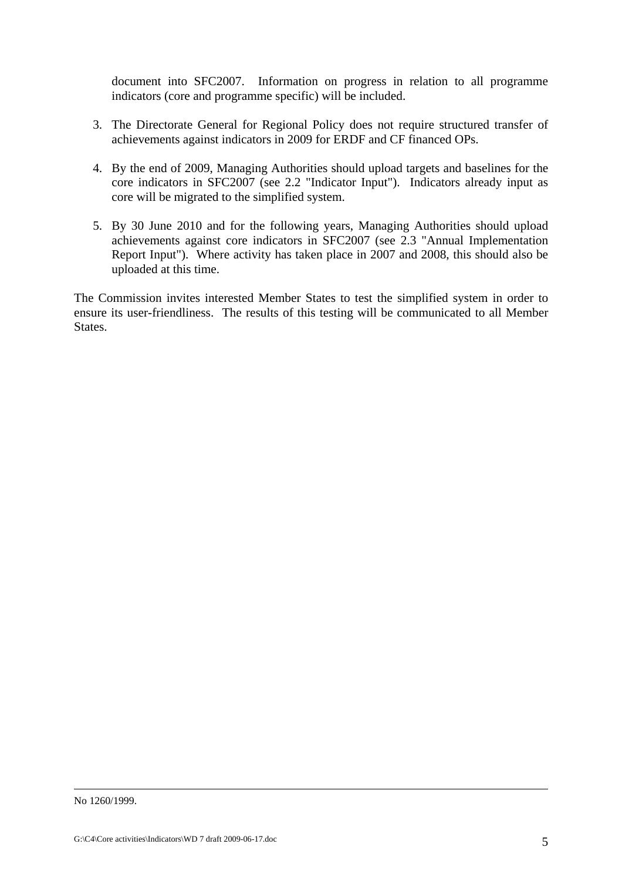document into SFC2007. Information on progress in relation to all programme indicators (core and programme specific) will be included.

3. The Directorate General for Regional Policy does not require structured transfer of achievements against indicators in 2009 for ERDF and CF financed OPs.

4. By the end of 2009, Managing Authorities should upload targets and baselines for the core indicators in SFC2007 (see 2.2 "Indicator Input"). Indicators already input as core will be migrated to the simplified system.

5. By 30 June 2010 and for the following years, Managing Authorities should upload achievements against core indicators in SFC2007 (see 2.3 "Annual Implementation Report Input"). Where activity has taken place in 2007 and 2008, this should also be uploaded at this time.

The Commission invites interested Member States to test the simplified system in order to ensure its user-friendliness. The results of this testing will be communicated to all Member States.

---

No 1260/1999.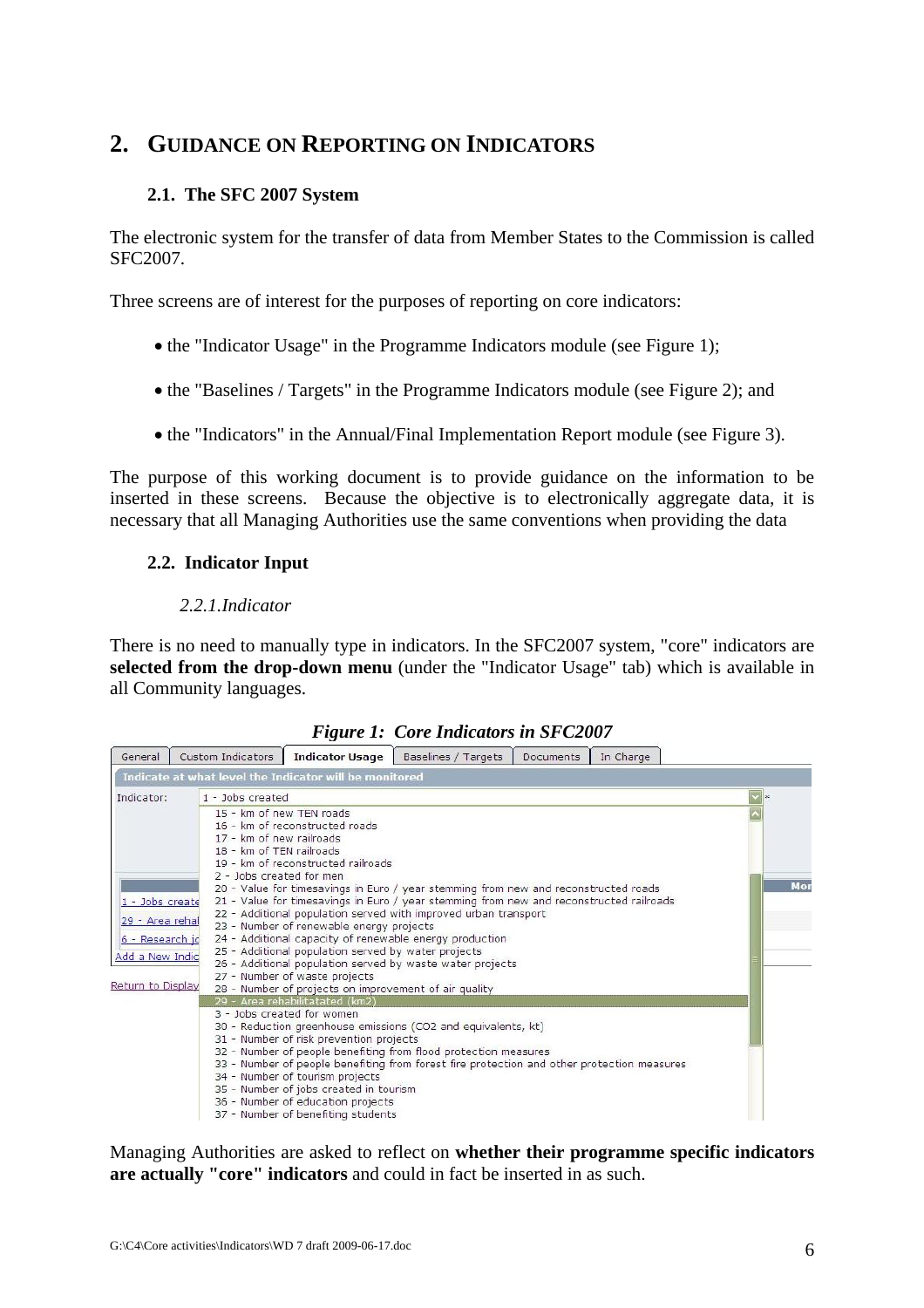## 2. GUIDANCE ON REPORTING ON INDICATORS

### 2.1. The SFC 2007 System

The electronic system for the transfer of data from Member States to the Commission is called SFC2007.

Three screens are of interest for the purposes of reporting on core indicators:

- the "Indicator Usage" in the Programme Indicators module (see Figure 1);
- the "Baselines / Targets" in the Programme Indicators module (see Figure 2); and
- the "Indicators" in the Annual/Final Implementation Report module (see Figure 3).

The purpose of this working document is to provide guidance on the information to be inserted in these screens. Because the objective is to electronically aggregate data, it is necessary that all Managing Authorities use the same conventions when providing the data

### 2.2. Indicator Input

#### *2.2.1. Indicator*

There is no need to manually type in indicators. In the SFC2007 system, "core" indicators are **selected from the drop-down menu** (under the "Indicator Usage" tab) which is available in all Community languages.

***Figure 1: Core Indicators in SFC2007***

Managing Authorities are asked to reflect on **whether their programme specific indicators are actually "core" indicators** and could in fact be inserted in as such.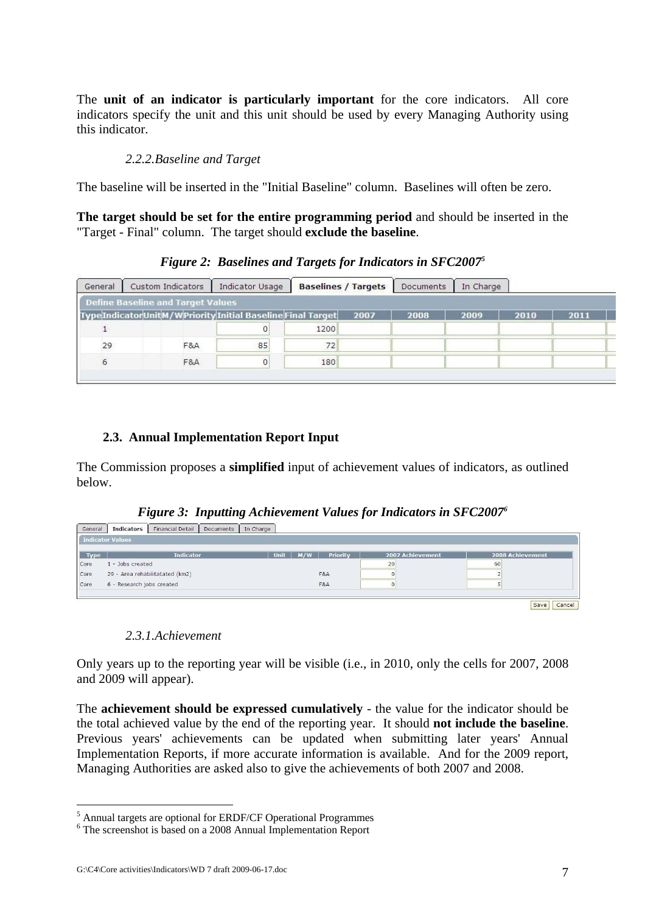The **unit of an indicator is particularly important** for the core indicators. All core indicators specify the unit and this unit should be used by every Managing Authority using this indicator.

#### *2.2.2. Baseline and Target*

The baseline will be inserted in the "Initial Baseline" column. Baselines will often be zero.

**The target should be set for the entire programming period** and should be inserted in the "Target - Final" column. The target should **exclude the baseline**.

***Figure 2: Baselines and Targets for Indicators in SFC2007***[5]

General | Custom Indicators | Indicator Usage | **Baselines / Targets** | Documents | In Charge

**Define Baseline and Target Values**

| Type | Indicator | Unit | M/W | Priority | Initial Baseline | Final Target | 2007 | 2008 | 2009 | 2010 | 2011 |
|---|---|---|---|---|---|---|---|---|---|---|---|
| | 1 | | | | 0 | 1200 | | | | | |
| | 29 | | | F&A | 85 | 72 | | | | | |
| | 6 | | | F&A | 0 | 180 | | | | | |

### 2.3. Annual Implementation Report Input

The Commission proposes a **simplified** input of achievement values of indicators, as outlined below.

***Figure 3: Inputting Achievement Values for Indicators in SFC2007***[6]

General | **Indicators** | Financial Detail | Documents | In Charge

**Indicator Values**

| Type | Indicator | Unit | M/W | Priority | 2007 Achievement | 2008 Achievement |
|---|---|---|---|---|---|---|
| Core | 1 - Jobs created | | | | 20 | 60 |
| Core | 29 - Area rehabilitatated (km2) | | | F&A | 0 | 2 |
| Core | 6 - Research jobs created | | | F&A | 0 | 5 |

Save | Cancel

#### *2.3.1. Achievement*

Only years up to the reporting year will be visible (i.e., in 2010, only the cells for 2007, 2008 and 2009 will appear).

The **achievement should be expressed cumulatively** - the value for the indicator should be the total achieved value by the end of the reporting year. It should **not include the baseline**. Previous years' achievements can be updated when submitting later years' Annual Implementation Reports, if more accurate information is available. And for the 2009 report, Managing Authorities are asked also to give the achievements of both 2007 and 2008.

---

[5] Annual targets are optional for ERDF/CF Operational Programmes

[6] The screenshot is based on a 2008 Annual Implementation Report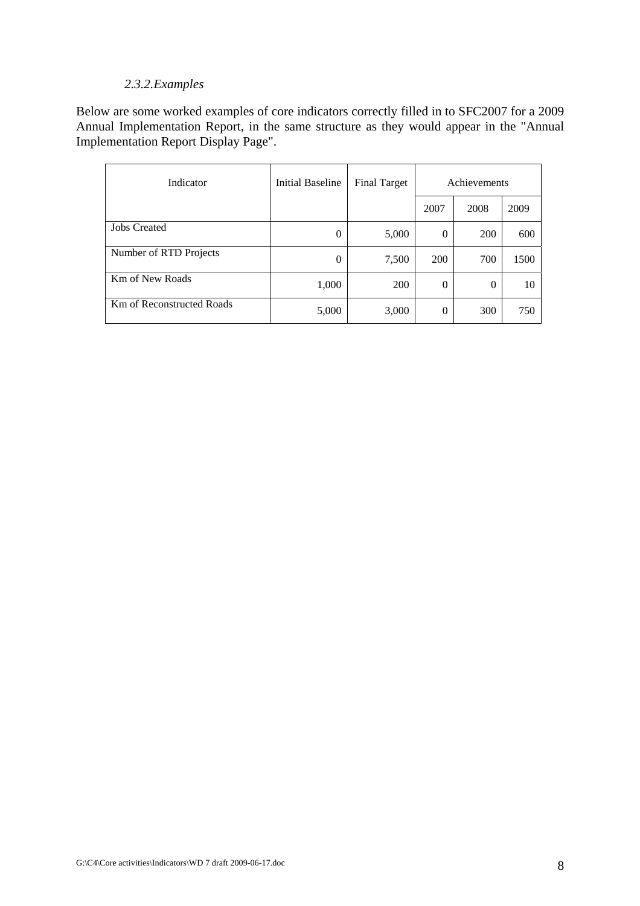### *2.3.2.Examples*

Below are some worked examples of core indicators correctly filled in to SFC2007 for a 2009 Annual Implementation Report, in the same structure as they would appear in the "Annual Implementation Report Display Page".

| Indicator | Initial Baseline | Final Target | Achievements | | |
|---|---|---|---|---|---|
| | | | 2007 | 2008 | 2009 |
| Jobs Created | 0 | 5,000 | 0 | 200 | 600 |
| Number of RTD Projects | 0 | 7,500 | 200 | 700 | 1500 |
| Km of New Roads | 1,000 | 200 | 0 | 0 | 10 |
| Km of Reconstructed Roads | 5,000 | 3,000 | 0 | 300 | 750 |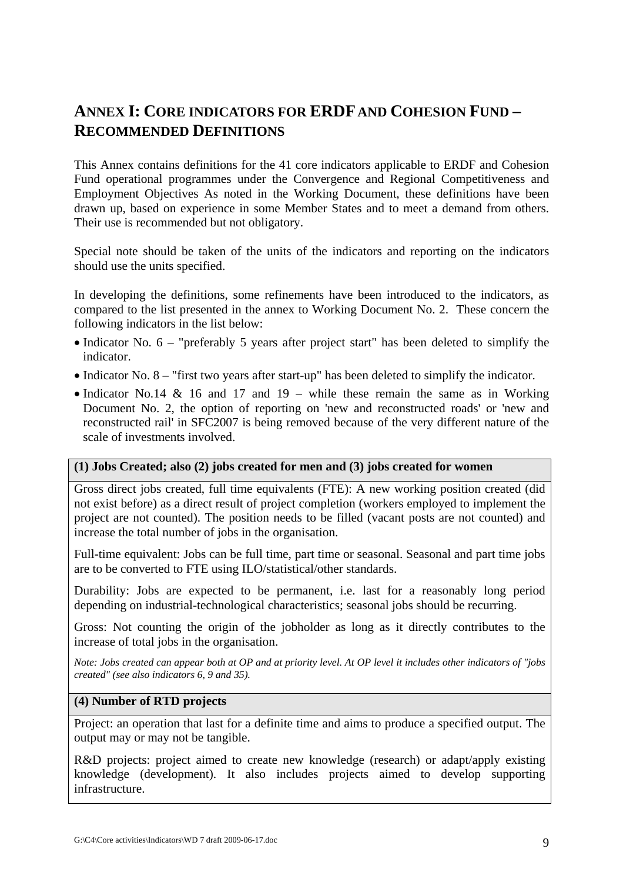# ANNEX I: CORE INDICATORS FOR ERDF AND COHESION FUND – RECOMMENDED DEFINITIONS

This Annex contains definitions for the 41 core indicators applicable to ERDF and Cohesion Fund operational programmes under the Convergence and Regional Competitiveness and Employment Objectives As noted in the Working Document, these definitions have been drawn up, based on experience in some Member States and to meet a demand from others. Their use is recommended but not obligatory.

Special note should be taken of the units of the indicators and reporting on the indicators should use the units specified.

In developing the definitions, some refinements have been introduced to the indicators, as compared to the list presented in the annex to Working Document No. 2. These concern the following indicators in the list below:

- Indicator No. 6 – "preferably 5 years after project start" has been deleted to simplify the indicator.
- Indicator No. 8 – "first two years after start-up" has been deleted to simplify the indicator.
- Indicator No.14 & 16 and 17 and 19 – while these remain the same as in Working Document No. 2, the option of reporting on 'new and reconstructed roads' or 'new and reconstructed rail' in SFC2007 is being removed because of the very different nature of the scale of investments involved.

**(1) Jobs Created; also (2) jobs created for men and (3) jobs created for women**

Gross direct jobs created, full time equivalents (FTE): A new working position created (did not exist before) as a direct result of project completion (workers employed to implement the project are not counted). The position needs to be filled (vacant posts are not counted) and increase the total number of jobs in the organisation.

Full-time equivalent: Jobs can be full time, part time or seasonal. Seasonal and part time jobs are to be converted to FTE using ILO/statistical/other standards.

Durability: Jobs are expected to be permanent, i.e. last for a reasonably long period depending on industrial-technological characteristics; seasonal jobs should be recurring.

Gross: Not counting the origin of the jobholder as long as it directly contributes to the increase of total jobs in the organisation.

*Note: Jobs created can appear both at OP and at priority level. At OP level it includes other indicators of "jobs created" (see also indicators 6, 9 and 35).*

**(4) Number of RTD projects**

Project: an operation that last for a definite time and aims to produce a specified output. The output may or may not be tangible.

R&D projects: project aimed to create new knowledge (research) or adapt/apply existing knowledge (development). It also includes projects aimed to develop supporting infrastructure.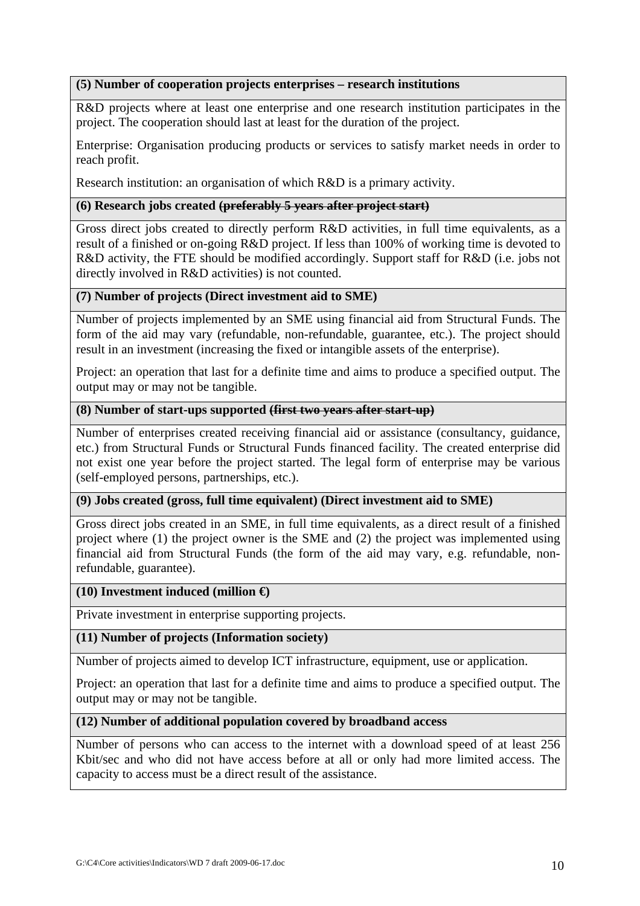**(5) Number of cooperation projects enterprises – research institutions**

R&D projects where at least one enterprise and one research institution participates in the project. The cooperation should last at least for the duration of the project.

Enterprise: Organisation producing products or services to satisfy market needs in order to reach profit.

Research institution: an organisation of which R&D is a primary activity.

**(6) Research jobs created ~~(preferably 5 years after project start)~~**

Gross direct jobs created to directly perform R&D activities, in full time equivalents, as a result of a finished or on-going R&D project. If less than 100% of working time is devoted to R&D activity, the FTE should be modified accordingly. Support staff for R&D (i.e. jobs not directly involved in R&D activities) is not counted.

**(7) Number of projects (Direct investment aid to SME)**

Number of projects implemented by an SME using financial aid from Structural Funds. The form of the aid may vary (refundable, non-refundable, guarantee, etc.). The project should result in an investment (increasing the fixed or intangible assets of the enterprise).

Project: an operation that last for a definite time and aims to produce a specified output. The output may or may not be tangible.

**(8) Number of start-ups supported ~~(first two years after start-up)~~**

Number of enterprises created receiving financial aid or assistance (consultancy, guidance, etc.) from Structural Funds or Structural Funds financed facility. The created enterprise did not exist one year before the project started. The legal form of enterprise may be various (self-employed persons, partnerships, etc.).

**(9) Jobs created (gross, full time equivalent) (Direct investment aid to SME)**

Gross direct jobs created in an SME, in full time equivalents, as a direct result of a finished project where (1) the project owner is the SME and (2) the project was implemented using financial aid from Structural Funds (the form of the aid may vary, e.g. refundable, non-refundable, guarantee).

**(10) Investment induced (million €)**

Private investment in enterprise supporting projects.

**(11) Number of projects (Information society)**

Number of projects aimed to develop ICT infrastructure, equipment, use or application.

Project: an operation that last for a definite time and aims to produce a specified output. The output may or may not be tangible.

**(12) Number of additional population covered by broadband access**

Number of persons who can access to the internet with a download speed of at least 256 Kbit/sec and who did not have access before at all or only had more limited access. The capacity to access must be a direct result of the assistance.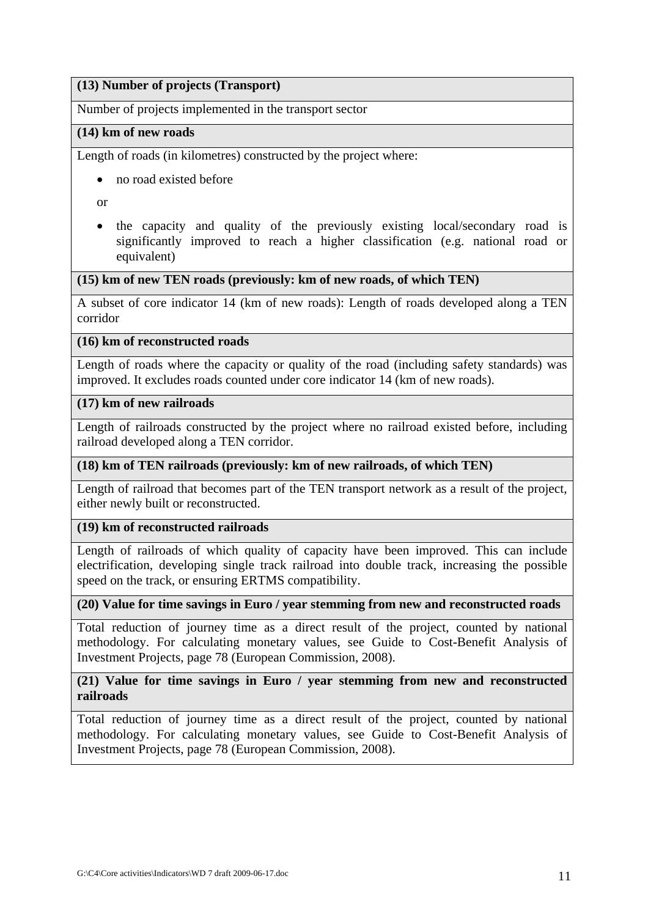**(13) Number of projects (Transport)**

Number of projects implemented in the transport sector

**(14) km of new roads**

Length of roads (in kilometres) constructed by the project where:

- no road existed before

or

- the capacity and quality of the previously existing local/secondary road is significantly improved to reach a higher classification (e.g. national road or equivalent)

**(15) km of new TEN roads (previously: km of new roads, of which TEN)**

A subset of core indicator 14 (km of new roads): Length of roads developed along a TEN corridor

**(16) km of reconstructed roads**

Length of roads where the capacity or quality of the road (including safety standards) was improved. It excludes roads counted under core indicator 14 (km of new roads).

**(17) km of new railroads**

Length of railroads constructed by the project where no railroad existed before, including railroad developed along a TEN corridor.

**(18) km of TEN railroads (previously: km of new railroads, of which TEN)**

Length of railroad that becomes part of the TEN transport network as a result of the project, either newly built or reconstructed.

**(19) km of reconstructed railroads**

Length of railroads of which quality of capacity have been improved. This can include electrification, developing single track railroad into double track, increasing the possible speed on the track, or ensuring ERTMS compatibility.

**(20) Value for time savings in Euro / year stemming from new and reconstructed roads**

Total reduction of journey time as a direct result of the project, counted by national methodology. For calculating monetary values, see Guide to Cost-Benefit Analysis of Investment Projects, page 78 (European Commission, 2008).

**(21) Value for time savings in Euro / year stemming from new and reconstructed railroads**

Total reduction of journey time as a direct result of the project, counted by national methodology. For calculating monetary values, see Guide to Cost-Benefit Analysis of Investment Projects, page 78 (European Commission, 2008).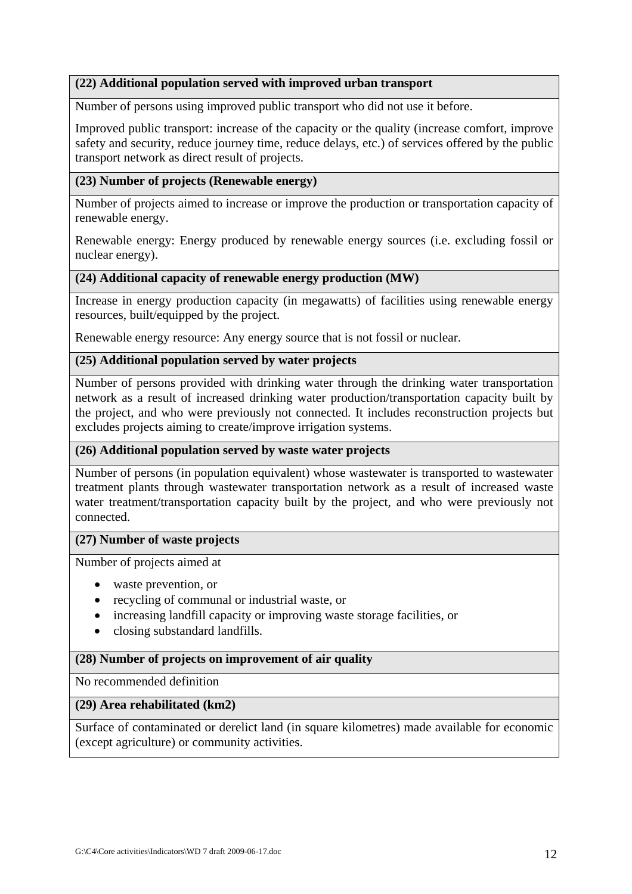**(22) Additional population served with improved urban transport**

Number of persons using improved public transport who did not use it before.

Improved public transport: increase of the capacity or the quality (increase comfort, improve safety and security, reduce journey time, reduce delays, etc.) of services offered by the public transport network as direct result of projects.

**(23) Number of projects (Renewable energy)**

Number of projects aimed to increase or improve the production or transportation capacity of renewable energy.

Renewable energy: Energy produced by renewable energy sources (i.e. excluding fossil or nuclear energy).

**(24) Additional capacity of renewable energy production (MW)**

Increase in energy production capacity (in megawatts) of facilities using renewable energy resources, built/equipped by the project.

Renewable energy resource: Any energy source that is not fossil or nuclear.

**(25) Additional population served by water projects**

Number of persons provided with drinking water through the drinking water transportation network as a result of increased drinking water production/transportation capacity built by the project, and who were previously not connected. It includes reconstruction projects but excludes projects aiming to create/improve irrigation systems.

**(26) Additional population served by waste water projects**

Number of persons (in population equivalent) whose wastewater is transported to wastewater treatment plants through wastewater transportation network as a result of increased waste water treatment/transportation capacity built by the project, and who were previously not connected.

**(27) Number of waste projects**

Number of projects aimed at

- waste prevention, or
- recycling of communal or industrial waste, or
- increasing landfill capacity or improving waste storage facilities, or
- closing substandard landfills.

**(28) Number of projects on improvement of air quality**

No recommended definition

**(29) Area rehabilitated (km2)**

Surface of contaminated or derelict land (in square kilometres) made available for economic (except agriculture) or community activities.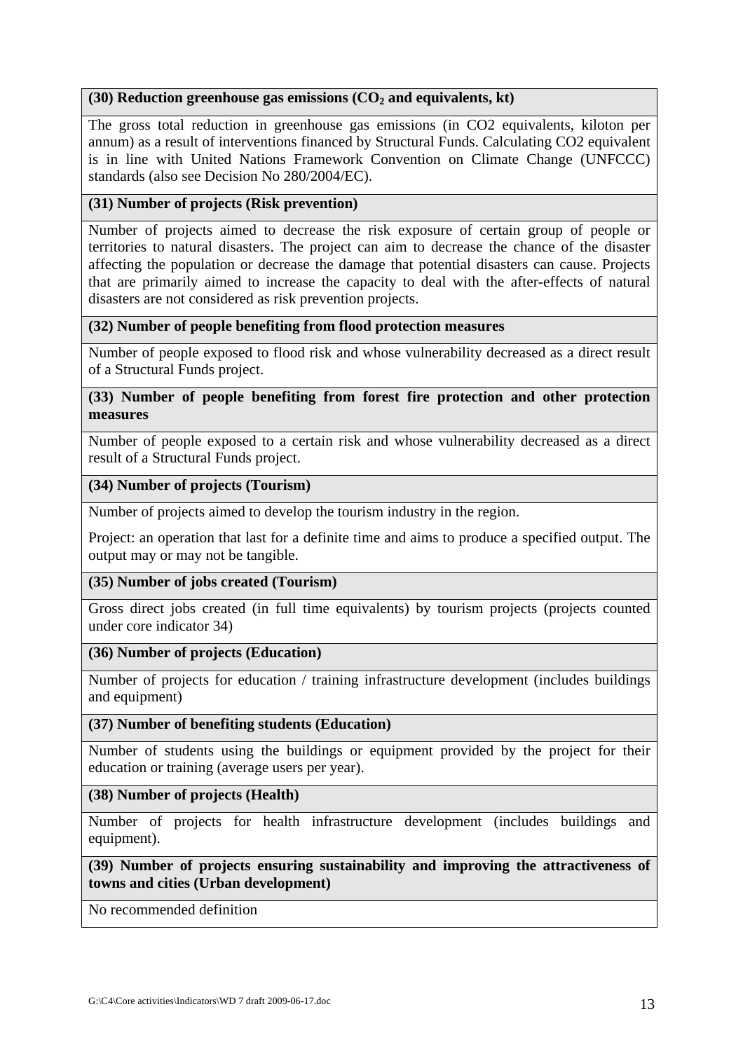**(30) Reduction greenhouse gas emissions ($CO_2$ and equivalents, kt)**

The gross total reduction in greenhouse gas emissions (in CO2 equivalents, kiloton per annum) as a result of interventions financed by Structural Funds. Calculating CO2 equivalent is in line with United Nations Framework Convention on Climate Change (UNFCCC) standards (also see Decision No 280/2004/EC).

**(31) Number of projects (Risk prevention)**

Number of projects aimed to decrease the risk exposure of certain group of people or territories to natural disasters. The project can aim to decrease the chance of the disaster affecting the population or decrease the damage that potential disasters can cause. Projects that are primarily aimed to increase the capacity to deal with the after-effects of natural disasters are not considered as risk prevention projects.

**(32) Number of people benefiting from flood protection measures**

Number of people exposed to flood risk and whose vulnerability decreased as a direct result of a Structural Funds project.

**(33) Number of people benefiting from forest fire protection and other protection measures**

Number of people exposed to a certain risk and whose vulnerability decreased as a direct result of a Structural Funds project.

**(34) Number of projects (Tourism)**

Number of projects aimed to develop the tourism industry in the region.

Project: an operation that last for a definite time and aims to produce a specified output. The output may or may not be tangible.

**(35) Number of jobs created (Tourism)**

Gross direct jobs created (in full time equivalents) by tourism projects (projects counted under core indicator 34)

**(36) Number of projects (Education)**

Number of projects for education / training infrastructure development (includes buildings and equipment)

**(37) Number of benefiting students (Education)**

Number of students using the buildings or equipment provided by the project for their education or training (average users per year).

**(38) Number of projects (Health)**

Number of projects for health infrastructure development (includes buildings and equipment).

**(39) Number of projects ensuring sustainability and improving the attractiveness of towns and cities (Urban development)**

No recommended definition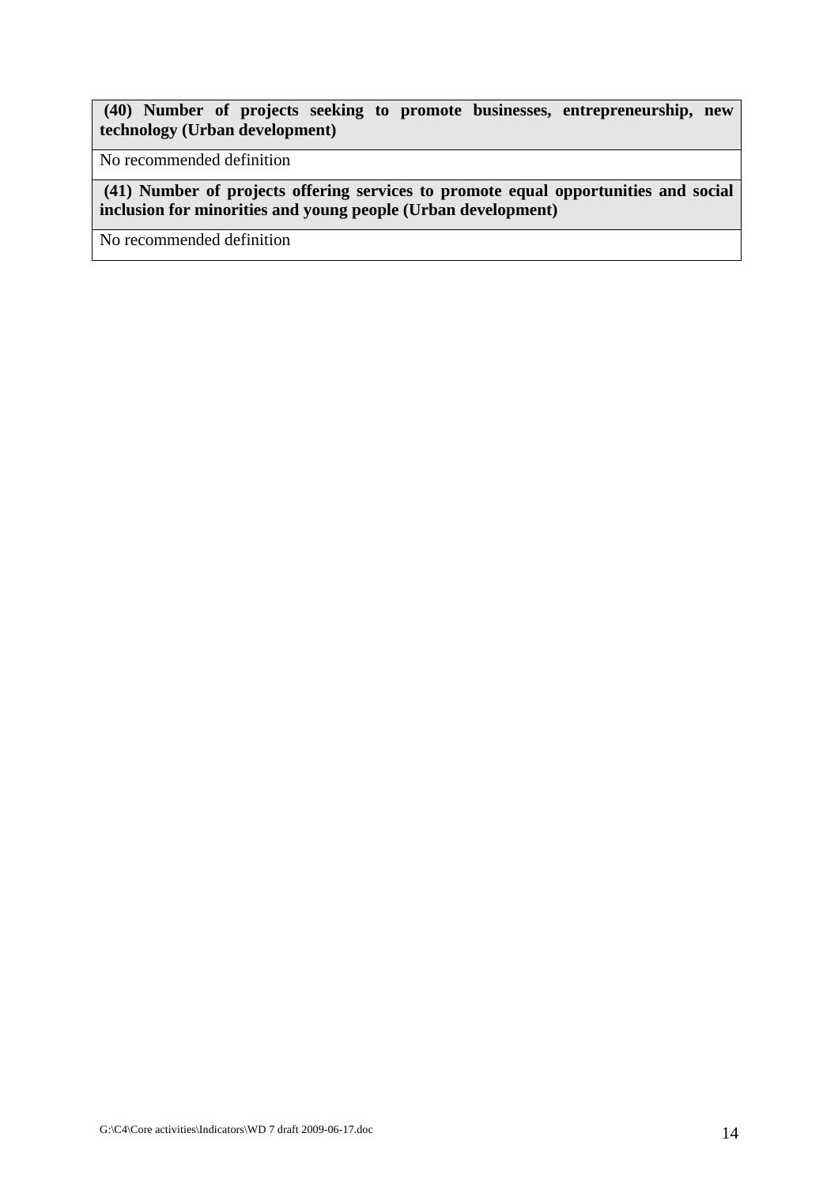**(40) Number of projects seeking to promote businesses, entrepreneurship, new technology (Urban development)**

No recommended definition

**(41) Number of projects offering services to promote equal opportunities and social inclusion for minorities and young people (Urban development)**

No recommended definition